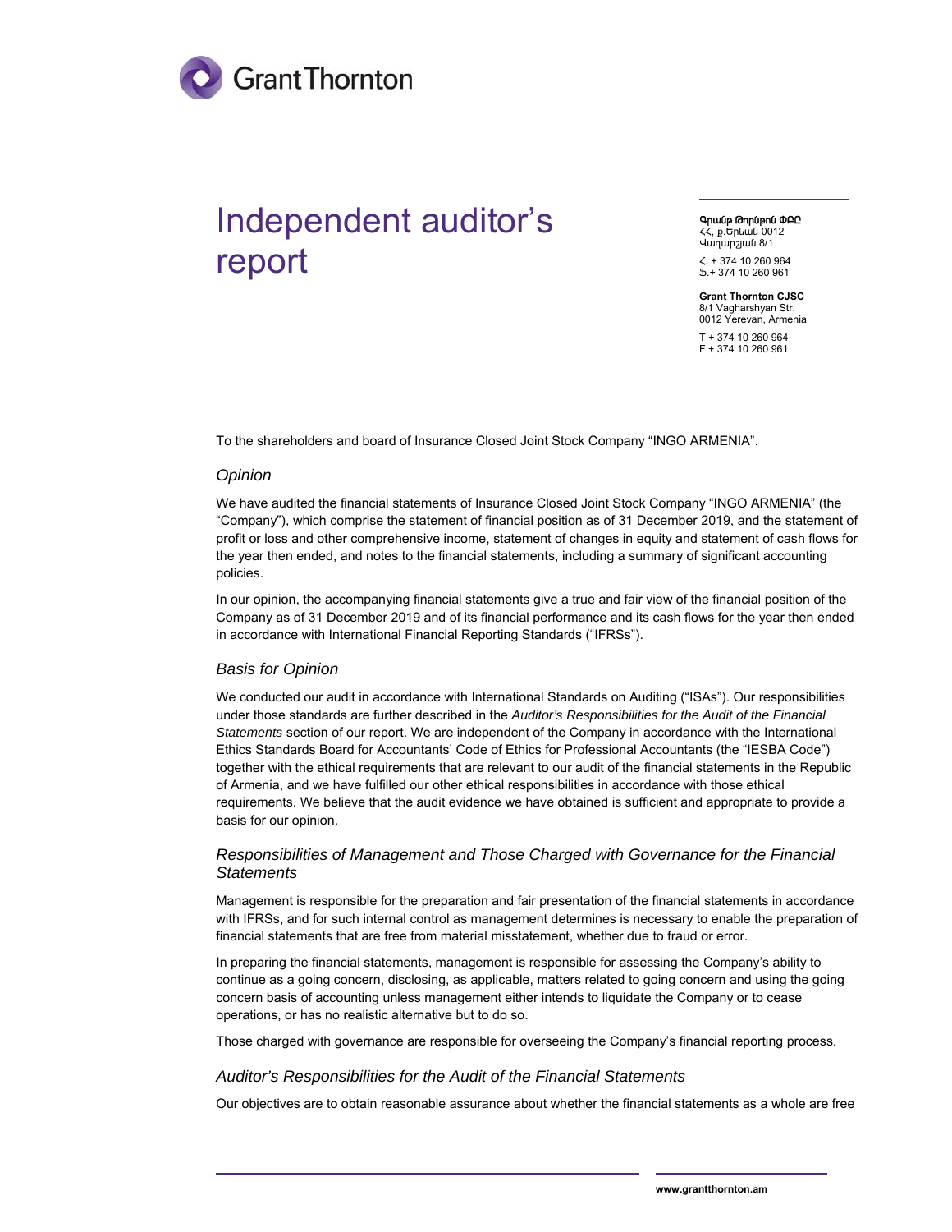# Independent auditor's report

Գրանթ Թորնթոն ՓԲԸ
ՀՀ, ք.Երևան 0012
Վաղարշյան 8/1

Հ. + 374 10 260 964
Ֆ.+ 374 10 260 961

**Grant Thornton CJSC**
8/1 Vagharshyan Str.
0012 Yerevan, Armenia

T + 374 10 260 964
F + 374 10 260 961

To the shareholders and board of Insurance Closed Joint Stock Company "INGO ARMENIA".

### *Opinion*

We have audited the financial statements of Insurance Closed Joint Stock Company "INGO ARMENIA" (the "Company"), which comprise the statement of financial position as of 31 December 2019, and the statement of profit or loss and other comprehensive income, statement of changes in equity and statement of cash flows for the year then ended, and notes to the financial statements, including a summary of significant accounting policies.

In our opinion, the accompanying financial statements give a true and fair view of the financial position of the Company as of 31 December 2019 and of its financial performance and its cash flows for the year then ended in accordance with International Financial Reporting Standards ("IFRSs").

### *Basis for Opinion*

We conducted our audit in accordance with International Standards on Auditing ("ISAs"). Our responsibilities under those standards are further described in the *Auditor's Responsibilities for the Audit of the Financial Statements* section of our report. We are independent of the Company in accordance with the International Ethics Standards Board for Accountants' Code of Ethics for Professional Accountants (the "IESBA Code") together with the ethical requirements that are relevant to our audit of the financial statements in the Republic of Armenia, and we have fulfilled our other ethical responsibilities in accordance with those ethical requirements. We believe that the audit evidence we have obtained is sufficient and appropriate to provide a basis for our opinion.

### *Responsibilities of Management and Those Charged with Governance for the Financial Statements*

Management is responsible for the preparation and fair presentation of the financial statements in accordance with IFRSs, and for such internal control as management determines is necessary to enable the preparation of financial statements that are free from material misstatement, whether due to fraud or error.

In preparing the financial statements, management is responsible for assessing the Company's ability to continue as a going concern, disclosing, as applicable, matters related to going concern and using the going concern basis of accounting unless management either intends to liquidate the Company or to cease operations, or has no realistic alternative but to do so.

Those charged with governance are responsible for overseeing the Company's financial reporting process.

### *Auditor's Responsibilities for the Audit of the Financial Statements*

Our objectives are to obtain reasonable assurance about whether the financial statements as a whole are free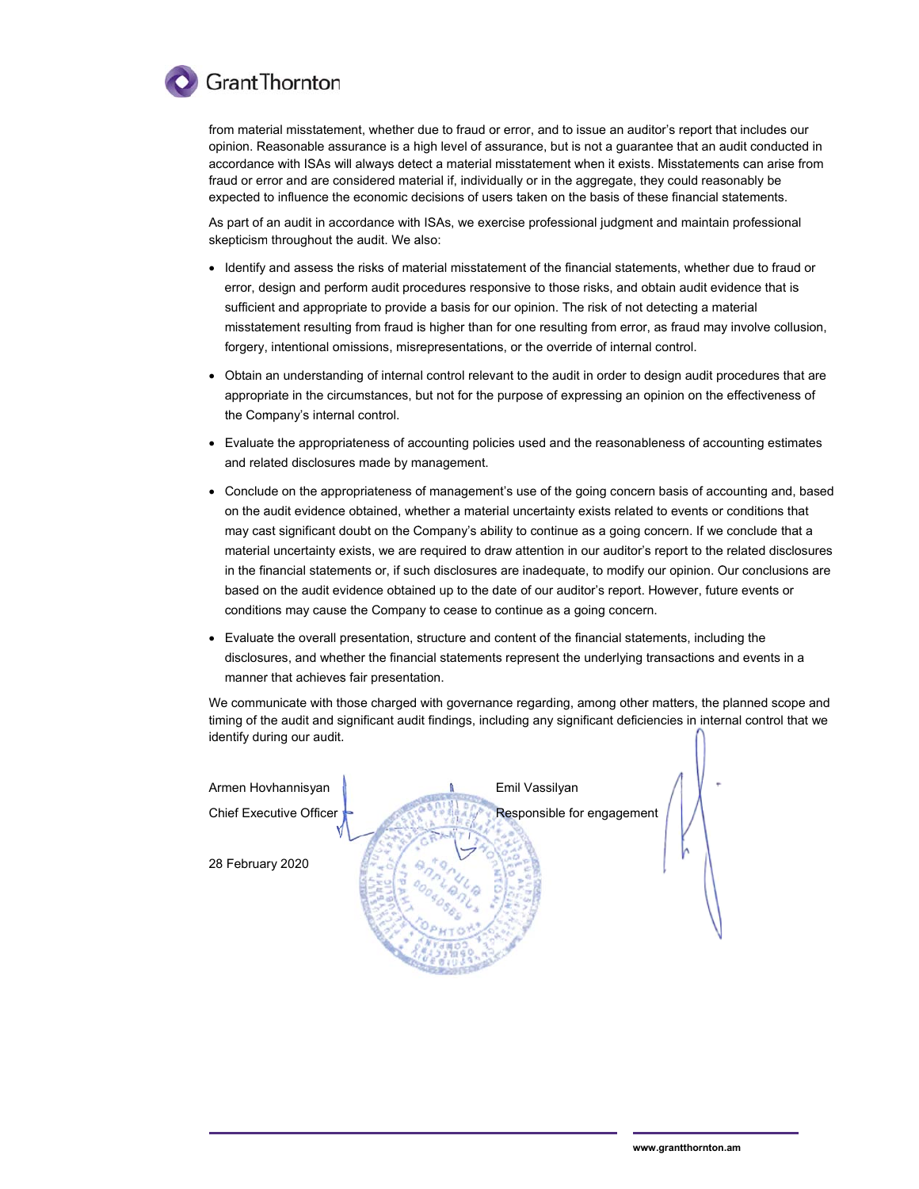from material misstatement, whether due to fraud or error, and to issue an auditor's report that includes our opinion. Reasonable assurance is a high level of assurance, but is not a guarantee that an audit conducted in accordance with ISAs will always detect a material misstatement when it exists. Misstatements can arise from fraud or error and are considered material if, individually or in the aggregate, they could reasonably be expected to influence the economic decisions of users taken on the basis of these financial statements.

As part of an audit in accordance with ISAs, we exercise professional judgment and maintain professional skepticism throughout the audit. We also:

- Identify and assess the risks of material misstatement of the financial statements, whether due to fraud or error, design and perform audit procedures responsive to those risks, and obtain audit evidence that is sufficient and appropriate to provide a basis for our opinion. The risk of not detecting a material misstatement resulting from fraud is higher than for one resulting from error, as fraud may involve collusion, forgery, intentional omissions, misrepresentations, or the override of internal control.
- Obtain an understanding of internal control relevant to the audit in order to design audit procedures that are appropriate in the circumstances, but not for the purpose of expressing an opinion on the effectiveness of the Company's internal control.
- Evaluate the appropriateness of accounting policies used and the reasonableness of accounting estimates and related disclosures made by management.
- Conclude on the appropriateness of management's use of the going concern basis of accounting and, based on the audit evidence obtained, whether a material uncertainty exists related to events or conditions that may cast significant doubt on the Company's ability to continue as a going concern. If we conclude that a material uncertainty exists, we are required to draw attention in our auditor's report to the related disclosures in the financial statements or, if such disclosures are inadequate, to modify our opinion. Our conclusions are based on the audit evidence obtained up to the date of our auditor's report. However, future events or conditions may cause the Company to cease to continue as a going concern.
- Evaluate the overall presentation, structure and content of the financial statements, including the disclosures, and whether the financial statements represent the underlying transactions and events in a manner that achieves fair presentation.

We communicate with those charged with governance regarding, among other matters, the planned scope and timing of the audit and significant audit findings, including any significant deficiencies in internal control that we identify during our audit.

Armen Hovhannisyan
Chief Executive Officer

Emil Vassilyan
Responsible for engagement

28 February 2020